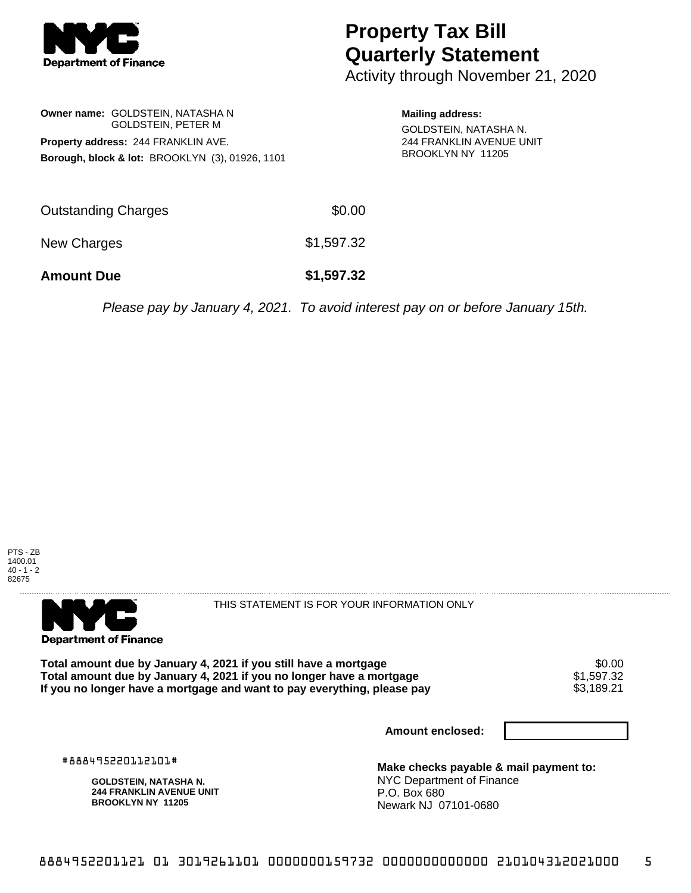# Property Tax Bill Quarterly Statement

Activity through November 21, 2020

**Owner name:** GOLDSTEIN, NATASHA N
GOLDSTEIN, PETER M

**Property address:** 244 FRANKLIN AVE.

**Borough, block & lot:** BROOKLYN (3), 01926, 1101

**Mailing address:**
GOLDSTEIN, NATASHA N.
244 FRANKLIN AVENUE UNIT
BROOKLYN NY 11205

| | |
|---|---|
| Outstanding Charges | $0.00 |
| New Charges | $1,597.32 |
| **Amount Due** | **$1,597.32** |

*Please pay by January 4, 2021. To avoid interest pay on or before January 15th.*

PTS - ZB
1400.01
40 - 1 - 2
82675

THIS STATEMENT IS FOR YOUR INFORMATION ONLY

| | |
|---|---|
| **Total amount due by January 4, 2021 if you still have a mortgage** | $0.00 |
| **Total amount due by January 4, 2021 if you no longer have a mortgage** | $1,597.32 |
| **If you no longer have a mortgage and want to pay everything, please pay** | $3,189.21 |

**Amount enclosed:**

#888495220112101#

**GOLDSTEIN, NATASHA N.**
**244 FRANKLIN AVENUE UNIT**
**BROOKLYN NY 11205**

**Make checks payable & mail payment to:**
NYC Department of Finance
P.O. Box 680
Newark NJ 07101-0680

8884952201121 01 3019261101 0000000159732 0000000000000 210104312021000 5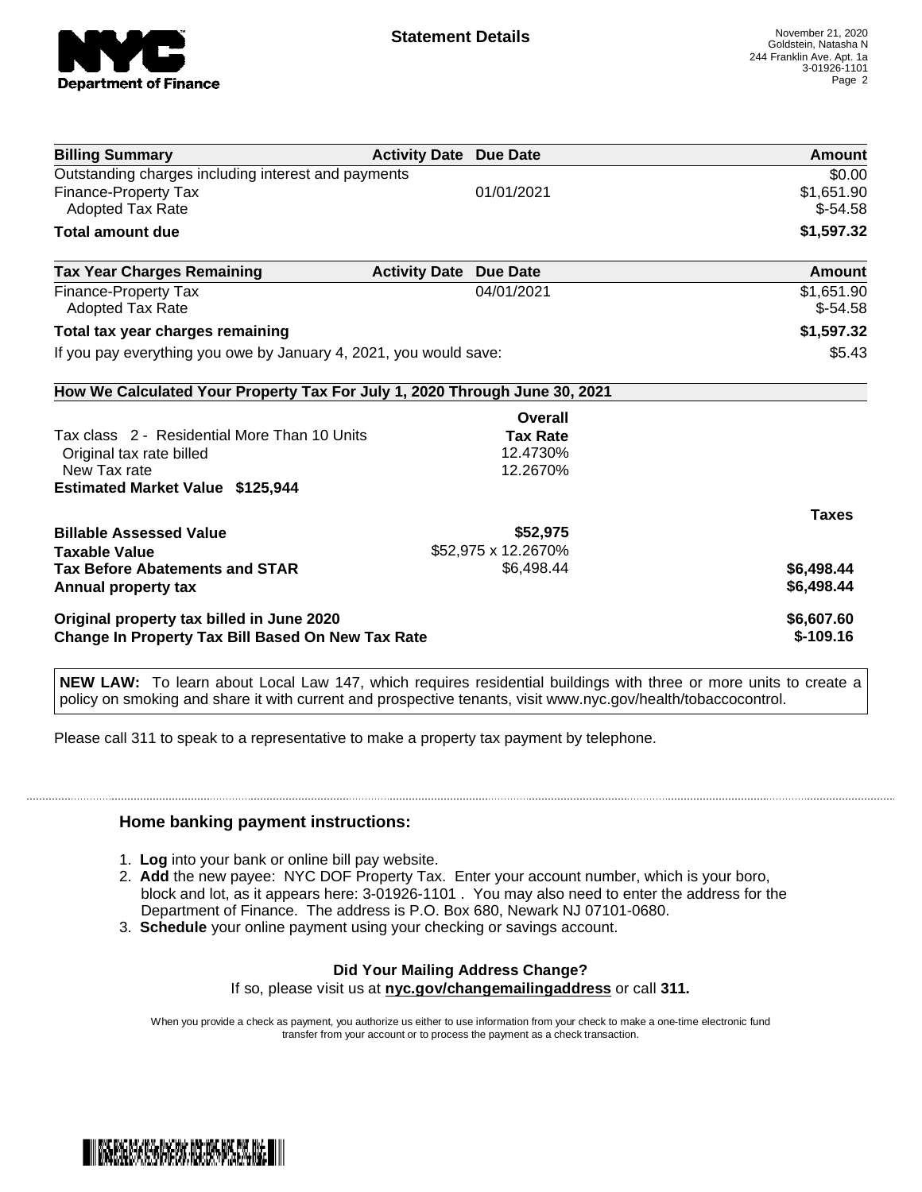# Statement Details

November 21, 2020
Goldstein, Natasha N
244 Franklin Ave. Apt. 1a
3-01926-1101

| Billing Summary | Activity Date | Due Date | Amount |
|---|---|---|---|
| Outstanding charges including interest and payments | | | $0.00 |
| Finance-Property Tax | | 01/01/2021 | $1,651.90 |
| Adopted Tax Rate | | | $-54.58 |
| **Total amount due** | | | **$1,597.32** |

| Tax Year Charges Remaining | Activity Date | Due Date | Amount |
|---|---|---|---|
| Finance-Property Tax | | 04/01/2021 | $1,651.90 |
| Adopted Tax Rate | | | $-54.58 |
| **Total tax year charges remaining** | | | **$1,597.32** |
| If you pay everything you owe by January 4, 2021, you would save: | | | $5.43 |

## How We Calculated Your Property Tax For July 1, 2020 Through June 30, 2021

| | Overall Tax Rate | Taxes |
|---|---|---|
| Tax class 2 - Residential More Than 10 Units | | |
| Original tax rate billed | 12.4730% | |
| New Tax rate | 12.2670% | |
| **Estimated Market Value $125,944** | | |
| **Billable Assessed Value** | **$52,975** | |
| **Taxable Value** | $52,975 x 12.2670% | |
| **Tax Before Abatements and STAR** | $6,498.44 | **$6,498.44** |
| **Annual property tax** | | **$6,498.44** |
| **Original property tax billed in June 2020** | | **$6,607.60** |
| **Change In Property Tax Bill Based On New Tax Rate** | | **$-109.16** |

**NEW LAW:** To learn about Local Law 147, which requires residential buildings with three or more units to create a policy on smoking and share it with current and prospective tenants, visit www.nyc.gov/health/tobaccocontrol.

Please call 311 to speak to a representative to make a property tax payment by telephone.

### Home banking payment instructions:

1. **Log** into your bank or online bill pay website.
2. **Add** the new payee: NYC DOF Property Tax. Enter your account number, which is your boro, block and lot, as it appears here: 3-01926-1101 . You may also need to enter the address for the Department of Finance. The address is P.O. Box 680, Newark NJ 07101-0680.
3. **Schedule** your online payment using your checking or savings account.

**Did Your Mailing Address Change?**
If so, please visit us at **nyc.gov/changemailingaddress** or call **311.**

When you provide a check as payment, you authorize us either to use information from your check to make a one-time electronic fund transfer from your account or to process the payment as a check transaction.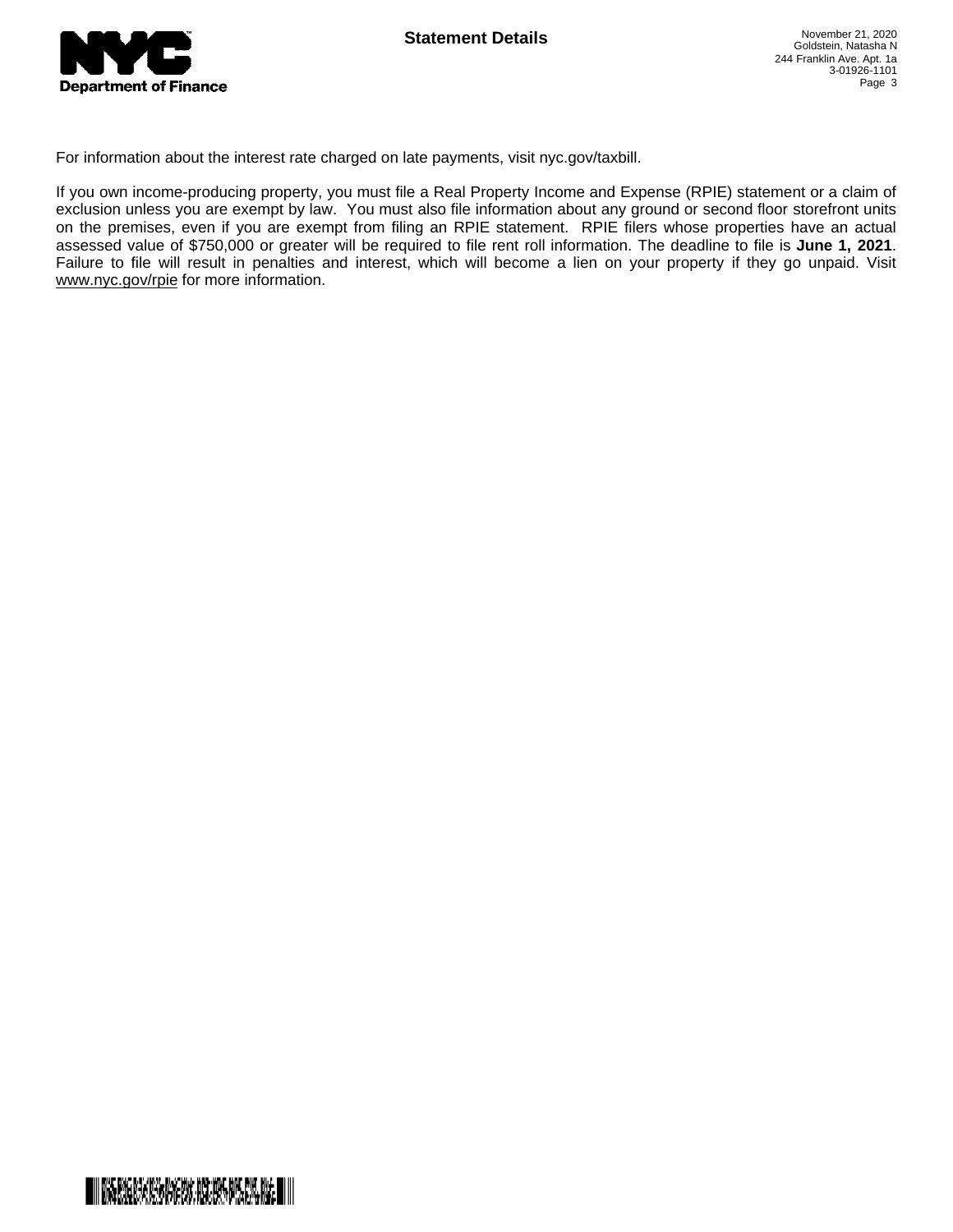For information about the interest rate charged on late payments, visit nyc.gov/taxbill.

If you own income-producing property, you must file a Real Property Income and Expense (RPIE) statement or a claim of exclusion unless you are exempt by law. You must also file information about any ground or second floor storefront units on the premises, even if you are exempt from filing an RPIE statement. RPIE filers whose properties have an actual assessed value of $750,000 or greater will be required to file rent roll information. The deadline to file is **June 1, 2021**. Failure to file will result in penalties and interest, which will become a lien on your property if they go unpaid. Visit www.nyc.gov/rpie for more information.